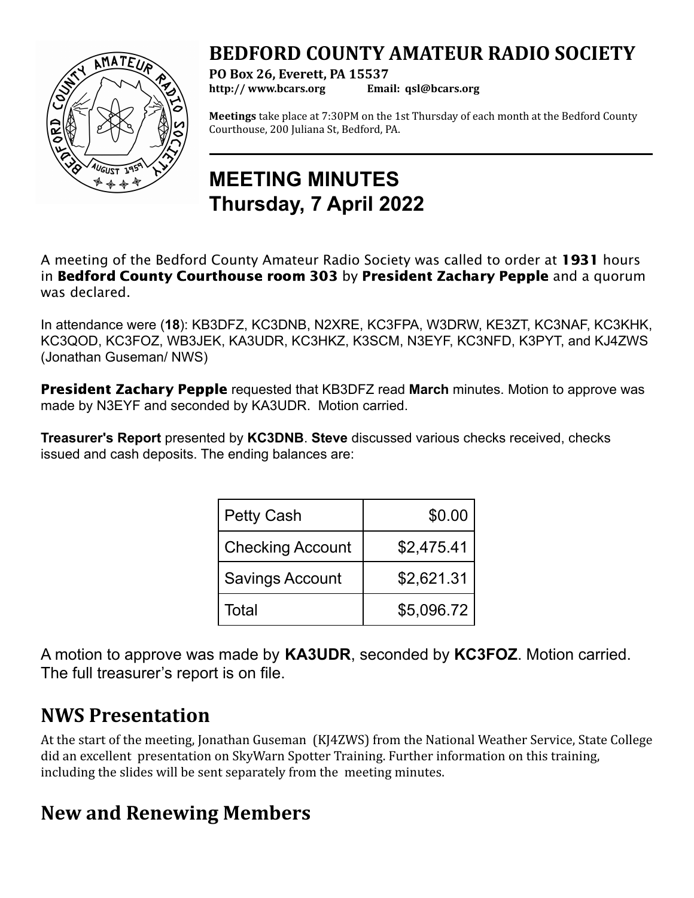# BEDFORD COUNTY AMATEUR RADIO SOCIETY

**PO Box 26, Everett, PA 15537**
**http:// www.bcars.org Email: qsl@bcars.org**

**Meetings** take place at 7:30PM on the 1st Thursday of each month at the Bedford County Courthouse, 200 Juliana St, Bedford, PA.

# MEETING MINUTES
# Thursday, 7 April 2022

A meeting of the Bedford County Amateur Radio Society was called to order at **1931** hours in **Bedford County Courthouse room 303** by **President Zachary Pepple** and a quorum was declared.

In attendance were (**18**): KB3DFZ, KC3DNB, N2XRE, KC3FPA, W3DRW, KE3ZT, KC3NAF, KC3KHK, KC3QOD, KC3FOZ, WB3JEK, KA3UDR, KC3HKZ, K3SCM, N3EYF, KC3NFD, K3PYT, and KJ4ZWS (Jonathan Guseman/ NWS)

**President Zachary Pepple** requested that KB3DFZ read **March** minutes. Motion to approve was made by N3EYF and seconded by KA3UDR. Motion carried.

**Treasurer's Report** presented by **KC3DNB**. **Steve** discussed various checks received, checks issued and cash deposits. The ending balances are:

| Account | Balance |
|---|---:|
| Petty Cash | $0.00 |
| Checking Account | $2,475.41 |
| Savings Account | $2,621.31 |
| Total | $5,096.72 |

A motion to approve was made by **KA3UDR**, seconded by **KC3FOZ**. Motion carried. The full treasurer's report is on file.

## NWS Presentation

At the start of the meeting, Jonathan Guseman (KJ4ZWS) from the National Weather Service, State College did an excellent presentation on SkyWarn Spotter Training. Further information on this training, including the slides will be sent separately from the meeting minutes.

## New and Renewing Members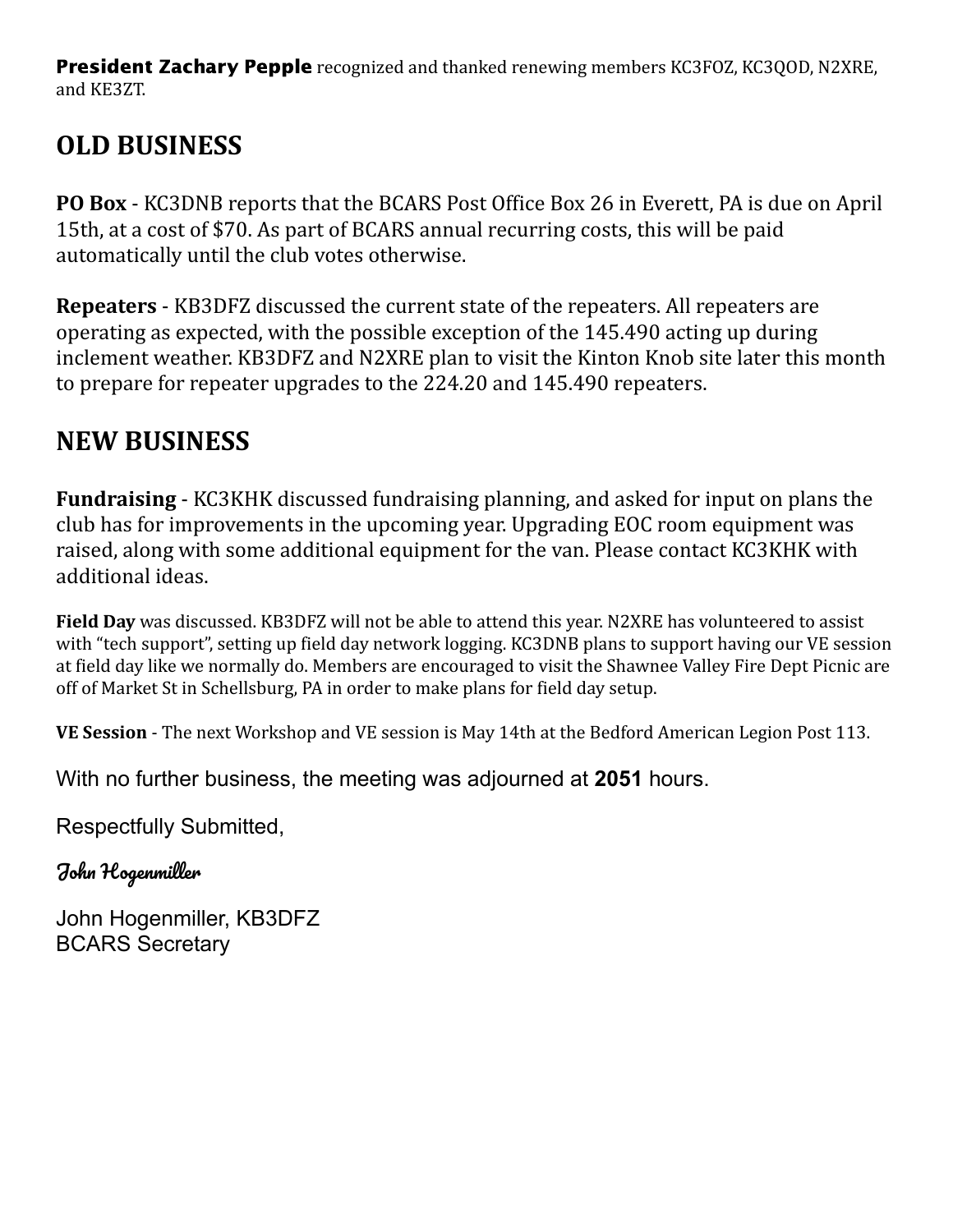**President Zachary Pepple** recognized and thanked renewing members KC3FOZ, KC3QOD, N2XRE, and KE3ZT.

## OLD BUSINESS

**PO Box** - KC3DNB reports that the BCARS Post Office Box 26 in Everett, PA is due on April 15th, at a cost of $70. As part of BCARS annual recurring costs, this will be paid automatically until the club votes otherwise.

**Repeaters** - KB3DFZ discussed the current state of the repeaters. All repeaters are operating as expected, with the possible exception of the 145.490 acting up during inclement weather. KB3DFZ and N2XRE plan to visit the Kinton Knob site later this month to prepare for repeater upgrades to the 224.20 and 145.490 repeaters.

## NEW BUSINESS

**Fundraising** - KC3KHK discussed fundraising planning, and asked for input on plans the club has for improvements in the upcoming year. Upgrading EOC room equipment was raised, along with some additional equipment for the van. Please contact KC3KHK with additional ideas.

**Field Day** was discussed. KB3DFZ will not be able to attend this year. N2XRE has volunteered to assist with "tech support", setting up field day network logging. KC3DNB plans to support having our VE session at field day like we normally do. Members are encouraged to visit the Shawnee Valley Fire Dept Picnic are off of Market St in Schellsburg, PA in order to make plans for field day setup.

**VE Session** - The next Workshop and VE session is May 14th at the Bedford American Legion Post 113.

With no further business, the meeting was adjourned at **2051** hours.

Respectfully Submitted,

*John Hogenmiller*

John Hogenmiller, KB3DFZ
BCARS Secretary